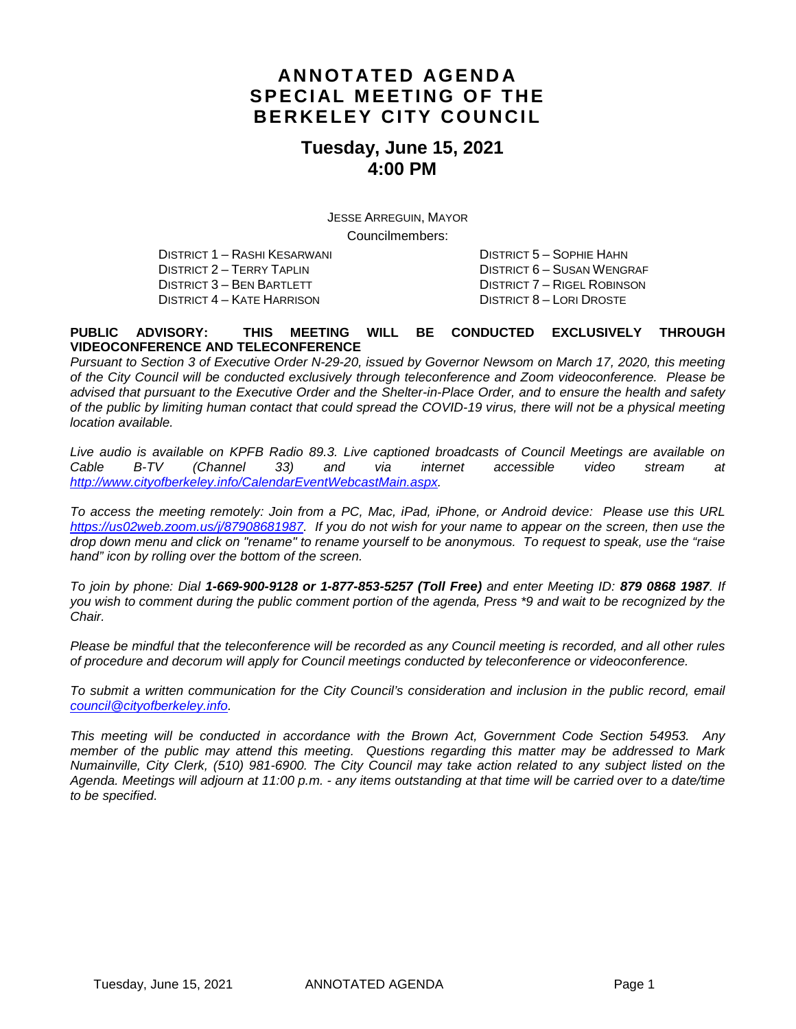# ANNOTATED AGENDA
# SPECIAL MEETING OF THE BERKELEY CITY COUNCIL

## Tuesday, June 15, 2021
## 4:00 PM

JESSE ARREGUIN, MAYOR

Councilmembers:

DISTRICT 1 – RASHI KESARWANI
DISTRICT 2 – TERRY TAPLIN
DISTRICT 3 – BEN BARTLETT
DISTRICT 4 – KATE HARRISON
DISTRICT 5 – SOPHIE HAHN
DISTRICT 6 – SUSAN WENGRAF
DISTRICT 7 – RIGEL ROBINSON
DISTRICT 8 – LORI DROSTE

**PUBLIC ADVISORY: THIS MEETING WILL BE CONDUCTED EXCLUSIVELY THROUGH VIDEOCONFERENCE AND TELECONFERENCE**

*Pursuant to Section 3 of Executive Order N-29-20, issued by Governor Newsom on March 17, 2020, this meeting of the City Council will be conducted exclusively through teleconference and Zoom videoconference. Please be advised that pursuant to the Executive Order and the Shelter-in-Place Order, and to ensure the health and safety of the public by limiting human contact that could spread the COVID-19 virus, there will not be a physical meeting location available.*

*Live audio is available on KPFB Radio 89.3. Live captioned broadcasts of Council Meetings are available on Cable B-TV (Channel 33) and via internet accessible video stream at [http://www.cityofberkeley.info/CalendarEventWebcastMain.aspx](http://www.cityofberkeley.info/CalendarEventWebcastMain.aspx).*

*To access the meeting remotely: Join from a PC, Mac, iPad, iPhone, or Android device: Please use this URL [https://us02web.zoom.us/j/87908681987](https://us02web.zoom.us/j/87908681987). If you do not wish for your name to appear on the screen, then use the drop down menu and click on "rename" to rename yourself to be anonymous. To request to speak, use the "raise hand" icon by rolling over the bottom of the screen.*

*To join by phone: Dial **1-669-900-9128 or 1-877-853-5257 (Toll Free)** and enter Meeting ID: **879 0868 1987**. If you wish to comment during the public comment portion of the agenda, Press \*9 and wait to be recognized by the Chair.*

*Please be mindful that the teleconference will be recorded as any Council meeting is recorded, and all other rules of procedure and decorum will apply for Council meetings conducted by teleconference or videoconference.*

*To submit a written communication for the City Council's consideration and inclusion in the public record, email [council@cityofberkeley.info](mailto:council@cityofberkeley.info).*

*This meeting will be conducted in accordance with the Brown Act, Government Code Section 54953. Any member of the public may attend this meeting. Questions regarding this matter may be addressed to Mark Numainville, City Clerk, (510) 981-6900. The City Council may take action related to any subject listed on the Agenda. Meetings will adjourn at 11:00 p.m. - any items outstanding at that time will be carried over to a date/time to be specified.*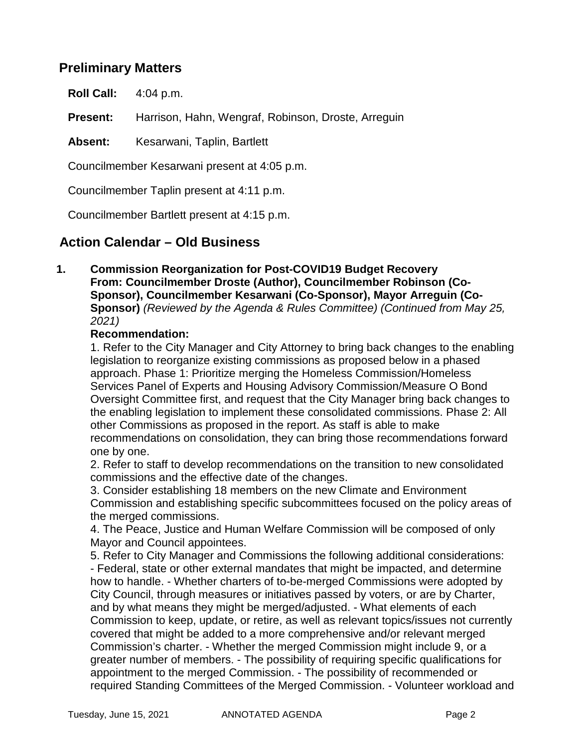## Preliminary Matters

**Roll Call:** 4:04 p.m.

**Present:** Harrison, Hahn, Wengraf, Robinson, Droste, Arreguin

**Absent:** Kesarwani, Taplin, Bartlett

Councilmember Kesarwani present at 4:05 p.m.

Councilmember Taplin present at 4:11 p.m.

Councilmember Bartlett present at 4:15 p.m.

## Action Calendar – Old Business

**1. Commission Reorganization for Post-COVID19 Budget Recovery**
**From: Councilmember Droste (Author), Councilmember Robinson (Co-Sponsor), Councilmember Kesarwani (Co-Sponsor), Mayor Arreguin (Co-Sponsor)** *(Reviewed by the Agenda & Rules Committee) (Continued from May 25, 2021)*

**Recommendation:**

1. Refer to the City Manager and City Attorney to bring back changes to the enabling legislation to reorganize existing commissions as proposed below in a phased approach. Phase 1: Prioritize merging the Homeless Commission/Homeless Services Panel of Experts and Housing Advisory Commission/Measure O Bond Oversight Committee first, and request that the City Manager bring back changes to the enabling legislation to implement these consolidated commissions. Phase 2: All other Commissions as proposed in the report. As staff is able to make recommendations on consolidation, they can bring those recommendations forward one by one.
2. Refer to staff to develop recommendations on the transition to new consolidated commissions and the effective date of the changes.
3. Consider establishing 18 members on the new Climate and Environment Commission and establishing specific subcommittees focused on the policy areas of the merged commissions.
4. The Peace, Justice and Human Welfare Commission will be composed of only Mayor and Council appointees.
5. Refer to City Manager and Commissions the following additional considerations: - Federal, state or other external mandates that might be impacted, and determine how to handle. - Whether charters of to-be-merged Commissions were adopted by City Council, through measures or initiatives passed by voters, or are by Charter, and by what means they might be merged/adjusted. - What elements of each Commission to keep, update, or retire, as well as relevant topics/issues not currently covered that might be added to a more comprehensive and/or relevant merged Commission's charter. - Whether the merged Commission might include 9, or a greater number of members. - The possibility of requiring specific qualifications for appointment to the merged Commission. - The possibility of recommended or required Standing Committees of the Merged Commission. - Volunteer workload and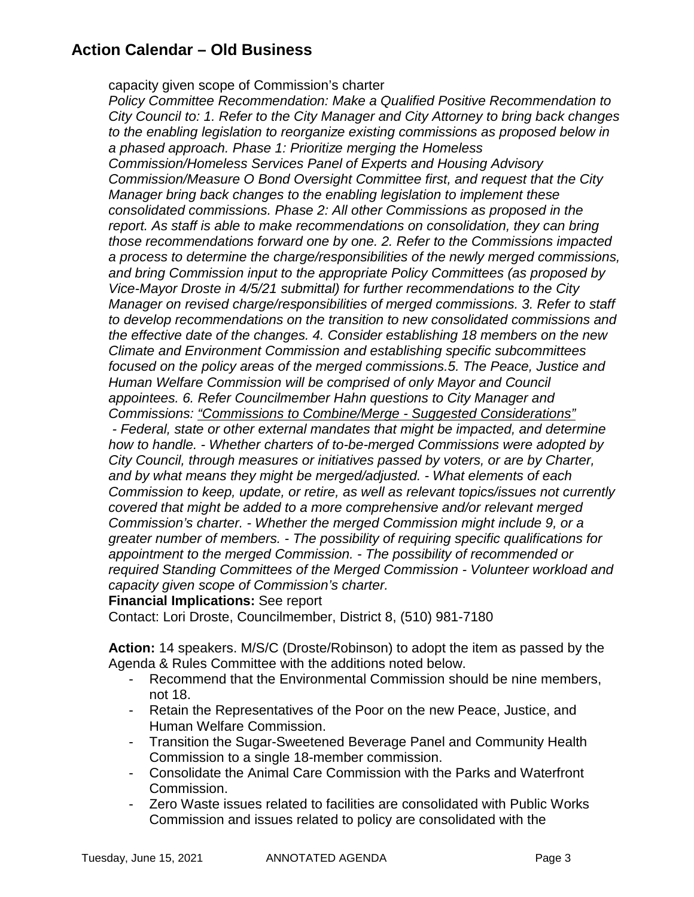## Action Calendar – Old Business

capacity given scope of Commission's charter

*Policy Committee Recommendation: Make a Qualified Positive Recommendation to City Council to: 1. Refer to the City Manager and City Attorney to bring back changes to the enabling legislation to reorganize existing commissions as proposed below in a phased approach. Phase 1: Prioritize merging the Homeless Commission/Homeless Services Panel of Experts and Housing Advisory Commission/Measure O Bond Oversight Committee first, and request that the City Manager bring back changes to the enabling legislation to implement these consolidated commissions. Phase 2: All other Commissions as proposed in the report. As staff is able to make recommendations on consolidation, they can bring those recommendations forward one by one. 2. Refer to the Commissions impacted a process to determine the charge/responsibilities of the newly merged commissions, and bring Commission input to the appropriate Policy Committees (as proposed by Vice-Mayor Droste in 4/5/21 submittal) for further recommendations to the City Manager on revised charge/responsibilities of merged commissions. 3. Refer to staff to develop recommendations on the transition to new consolidated commissions and the effective date of the changes. 4. Consider establishing 18 members on the new Climate and Environment Commission and establishing specific subcommittees focused on the policy areas of the merged commissions.5. The Peace, Justice and Human Welfare Commission will be comprised of only Mayor and Council appointees. 6. Refer Councilmember Hahn questions to City Manager and Commissions: "Commissions to Combine/Merge - Suggested Considerations" - Federal, state or other external mandates that might be impacted, and determine how to handle. - Whether charters of to-be-merged Commissions were adopted by City Council, through measures or initiatives passed by voters, or are by Charter, and by what means they might be merged/adjusted. - What elements of each Commission to keep, update, or retire, as well as relevant topics/issues not currently covered that might be added to a more comprehensive and/or relevant merged Commission's charter. - Whether the merged Commission might include 9, or a greater number of members. - The possibility of requiring specific qualifications for appointment to the merged Commission. - The possibility of recommended or required Standing Committees of the Merged Commission - Volunteer workload and capacity given scope of Commission's charter.*

**Financial Implications:** See report

Contact: Lori Droste, Councilmember, District 8, (510) 981-7180

**Action:** 14 speakers. M/S/C (Droste/Robinson) to adopt the item as passed by the Agenda & Rules Committee with the additions noted below.

- Recommend that the Environmental Commission should be nine members, not 18.
- Retain the Representatives of the Poor on the new Peace, Justice, and Human Welfare Commission.
- Transition the Sugar-Sweetened Beverage Panel and Community Health Commission to a single 18-member commission.
- Consolidate the Animal Care Commission with the Parks and Waterfront Commission.
- Zero Waste issues related to facilities are consolidated with Public Works Commission and issues related to policy are consolidated with the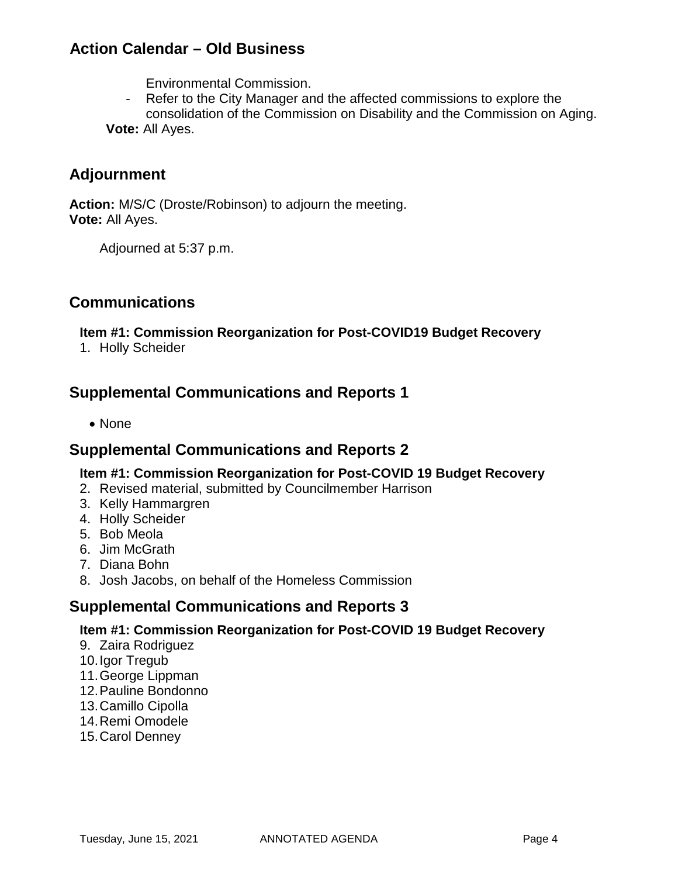## Action Calendar – Old Business

Environmental Commission.

- Refer to the City Manager and the affected commissions to explore the consolidation of the Commission on Disability and the Commission on Aging.

**Vote:** All Ayes.

## Adjournment

**Action:** M/S/C (Droste/Robinson) to adjourn the meeting.
**Vote:** All Ayes.

Adjourned at 5:37 p.m.

## Communications

**Item #1: Commission Reorganization for Post-COVID19 Budget Recovery**

1. Holly Scheider

## Supplemental Communications and Reports 1

- None

## Supplemental Communications and Reports 2

**Item #1: Commission Reorganization for Post-COVID 19 Budget Recovery**

2. Revised material, submitted by Councilmember Harrison
3. Kelly Hammargren
4. Holly Scheider
5. Bob Meola
6. Jim McGrath
7. Diana Bohn
8. Josh Jacobs, on behalf of the Homeless Commission

## Supplemental Communications and Reports 3

**Item #1: Commission Reorganization for Post-COVID 19 Budget Recovery**

9. Zaira Rodriguez
10. Igor Tregub
11. George Lippman
12. Pauline Bondonno
13. Camillo Cipolla
14. Remi Omodele
15. Carol Denney